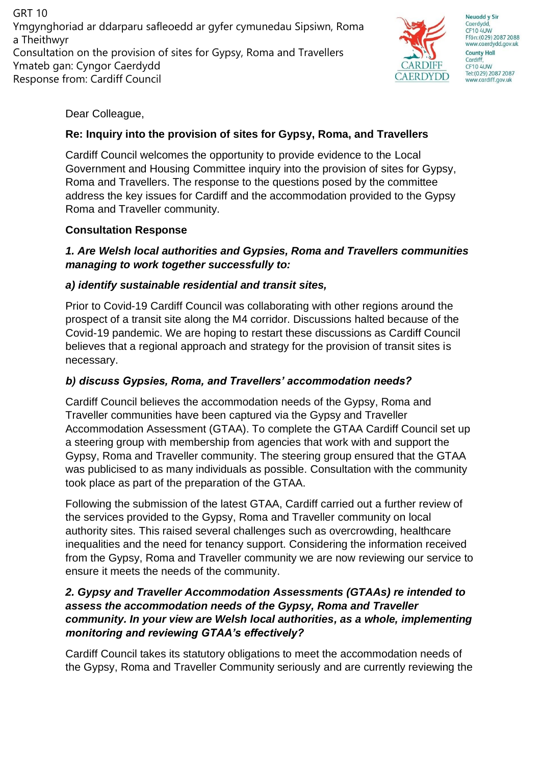GRT 10
Ymgynghoriad ar ddarparu safleoedd ar gyfer cymunedau Sipsiwn, Roma a Theithwyr
Consultation on the provision of sites for Gypsy, Roma and Travellers
Ymateb gan: Cyngor Caerdydd
Response from: Cardiff Council

Neuadd y Sir
Caerdydd,
CF10 4UW
Ffôn:(029) 2087 2088
www.caerdydd.gov.uk

County Hall
Cardiff,
CF10 4UW
Tel:(029) 2087 2087
www.cardiff.gov.uk

Dear Colleague,

**Re: Inquiry into the provision of sites for Gypsy, Roma, and Travellers**

Cardiff Council welcomes the opportunity to provide evidence to the Local Government and Housing Committee inquiry into the provision of sites for Gypsy, Roma and Travellers. The response to the questions posed by the committee address the key issues for Cardiff and the accommodation provided to the Gypsy Roma and Traveller community.

**Consultation Response**

***1. Are Welsh local authorities and Gypsies, Roma and Travellers communities managing to work together successfully to:***

***a) identify sustainable residential and transit sites,***

Prior to Covid-19 Cardiff Council was collaborating with other regions around the prospect of a transit site along the M4 corridor. Discussions halted because of the Covid-19 pandemic. We are hoping to restart these discussions as Cardiff Council believes that a regional approach and strategy for the provision of transit sites is necessary.

***b) discuss Gypsies, Roma, and Travellers' accommodation needs?***

Cardiff Council believes the accommodation needs of the Gypsy, Roma and Traveller communities have been captured via the Gypsy and Traveller Accommodation Assessment (GTAA). To complete the GTAA Cardiff Council set up a steering group with membership from agencies that work with and support the Gypsy, Roma and Traveller community. The steering group ensured that the GTAA was publicised to as many individuals as possible. Consultation with the community took place as part of the preparation of the GTAA.

Following the submission of the latest GTAA, Cardiff carried out a further review of the services provided to the Gypsy, Roma and Traveller community on local authority sites. This raised several challenges such as overcrowding, healthcare inequalities and the need for tenancy support. Considering the information received from the Gypsy, Roma and Traveller community we are now reviewing our service to ensure it meets the needs of the community.

***2. Gypsy and Traveller Accommodation Assessments (GTAAs) re intended to assess the accommodation needs of the Gypsy, Roma and Traveller community. In your view are Welsh local authorities, as a whole, implementing monitoring and reviewing GTAA's effectively?***

Cardiff Council takes its statutory obligations to meet the accommodation needs of the Gypsy, Roma and Traveller Community seriously and are currently reviewing the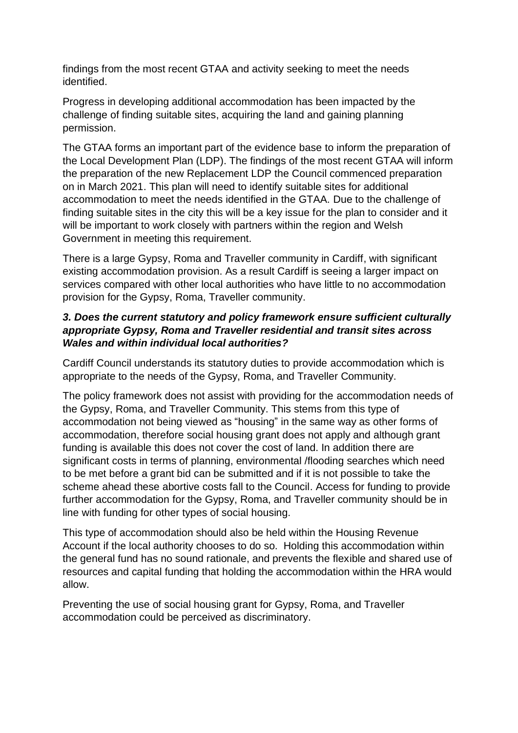findings from the most recent GTAA and activity seeking to meet the needs identified.

Progress in developing additional accommodation has been impacted by the challenge of finding suitable sites, acquiring the land and gaining planning permission.

The GTAA forms an important part of the evidence base to inform the preparation of the Local Development Plan (LDP). The findings of the most recent GTAA will inform the preparation of the new Replacement LDP the Council commenced preparation on in March 2021. This plan will need to identify suitable sites for additional accommodation to meet the needs identified in the GTAA. Due to the challenge of finding suitable sites in the city this will be a key issue for the plan to consider and it will be important to work closely with partners within the region and Welsh Government in meeting this requirement.

There is a large Gypsy, Roma and Traveller community in Cardiff, with significant existing accommodation provision. As a result Cardiff is seeing a larger impact on services compared with other local authorities who have little to no accommodation provision for the Gypsy, Roma, Traveller community.

### *3. Does the current statutory and policy framework ensure sufficient culturally appropriate Gypsy, Roma and Traveller residential and transit sites across Wales and within individual local authorities?*

Cardiff Council understands its statutory duties to provide accommodation which is appropriate to the needs of the Gypsy, Roma, and Traveller Community.

The policy framework does not assist with providing for the accommodation needs of the Gypsy, Roma, and Traveller Community. This stems from this type of accommodation not being viewed as "housing" in the same way as other forms of accommodation, therefore social housing grant does not apply and although grant funding is available this does not cover the cost of land. In addition there are significant costs in terms of planning, environmental /flooding searches which need to be met before a grant bid can be submitted and if it is not possible to take the scheme ahead these abortive costs fall to the Council. Access for funding to provide further accommodation for the Gypsy, Roma, and Traveller community should be in line with funding for other types of social housing.

This type of accommodation should also be held within the Housing Revenue Account if the local authority chooses to do so. Holding this accommodation within the general fund has no sound rationale, and prevents the flexible and shared use of resources and capital funding that holding the accommodation within the HRA would allow.

Preventing the use of social housing grant for Gypsy, Roma, and Traveller accommodation could be perceived as discriminatory.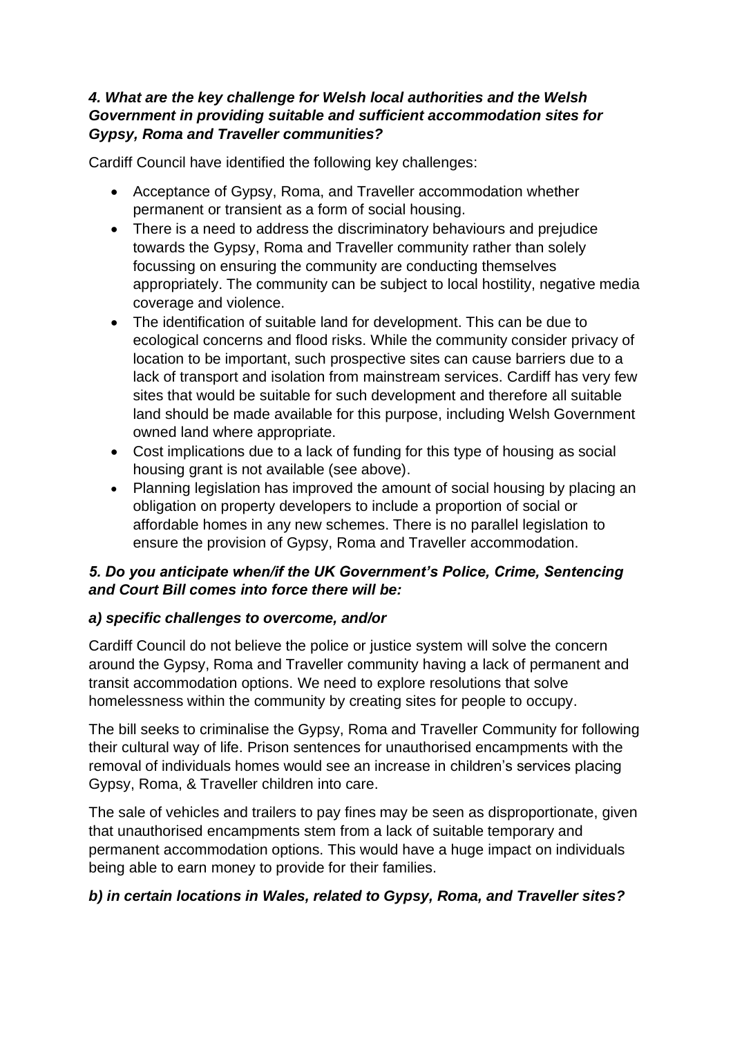***4. What are the key challenge for Welsh local authorities and the Welsh Government in providing suitable and sufficient accommodation sites for Gypsy, Roma and Traveller communities?***

Cardiff Council have identified the following key challenges:

- Acceptance of Gypsy, Roma, and Traveller accommodation whether permanent or transient as a form of social housing.
- There is a need to address the discriminatory behaviours and prejudice towards the Gypsy, Roma and Traveller community rather than solely focussing on ensuring the community are conducting themselves appropriately. The community can be subject to local hostility, negative media coverage and violence.
- The identification of suitable land for development. This can be due to ecological concerns and flood risks. While the community consider privacy of location to be important, such prospective sites can cause barriers due to a lack of transport and isolation from mainstream services. Cardiff has very few sites that would be suitable for such development and therefore all suitable land should be made available for this purpose, including Welsh Government owned land where appropriate.
- Cost implications due to a lack of funding for this type of housing as social housing grant is not available (see above).
- Planning legislation has improved the amount of social housing by placing an obligation on property developers to include a proportion of social or affordable homes in any new schemes. There is no parallel legislation to ensure the provision of Gypsy, Roma and Traveller accommodation.

***5. Do you anticipate when/if the UK Government's Police, Crime, Sentencing and Court Bill comes into force there will be:***

***a) specific challenges to overcome, and/or***

Cardiff Council do not believe the police or justice system will solve the concern around the Gypsy, Roma and Traveller community having a lack of permanent and transit accommodation options. We need to explore resolutions that solve homelessness within the community by creating sites for people to occupy.

The bill seeks to criminalise the Gypsy, Roma and Traveller Community for following their cultural way of life. Prison sentences for unauthorised encampments with the removal of individuals homes would see an increase in children's services placing Gypsy, Roma, & Traveller children into care.

The sale of vehicles and trailers to pay fines may be seen as disproportionate, given that unauthorised encampments stem from a lack of suitable temporary and permanent accommodation options. This would have a huge impact on individuals being able to earn money to provide for their families.

***b) in certain locations in Wales, related to Gypsy, Roma, and Traveller sites?***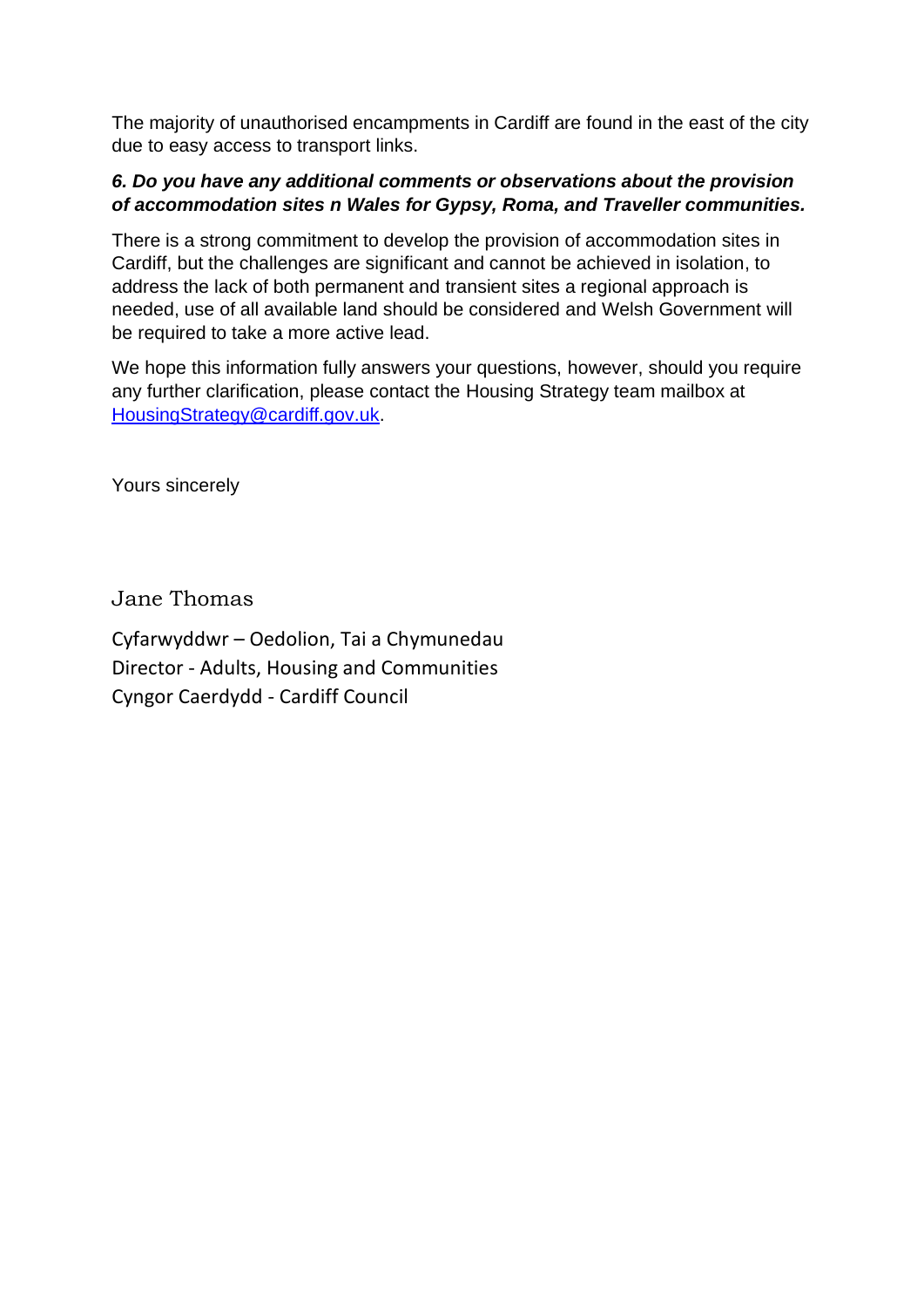The majority of unauthorised encampments in Cardiff are found in the east of the city due to easy access to transport links.

***6. Do you have any additional comments or observations about the provision of accommodation sites n Wales for Gypsy, Roma, and Traveller communities.***

There is a strong commitment to develop the provision of accommodation sites in Cardiff, but the challenges are significant and cannot be achieved in isolation, to address the lack of both permanent and transient sites a regional approach is needed, use of all available land should be considered and Welsh Government will be required to take a more active lead.

We hope this information fully answers your questions, however, should you require any further clarification, please contact the Housing Strategy team mailbox at [HousingStrategy@cardiff.gov.uk](mailto:HousingStrategy@cardiff.gov.uk).

Yours sincerely

Jane Thomas

Cyfarwyddwr – Oedolion, Tai a Chymunedau
Director - Adults, Housing and Communities
Cyngor Caerdydd - Cardiff Council